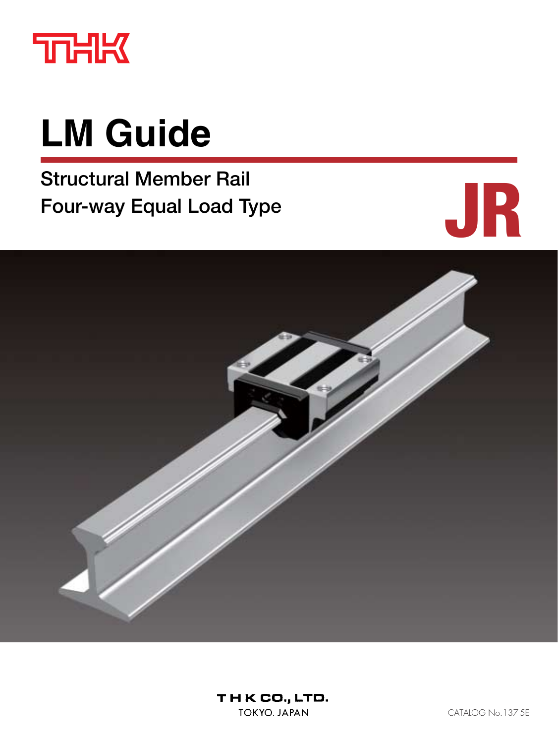THK

# LM Guide

## Structural Member Rail
## Four-way Equal Load Type

# JR

THK CO., LTD.
TOKYO. JAPAN

CATALOG No.137-5E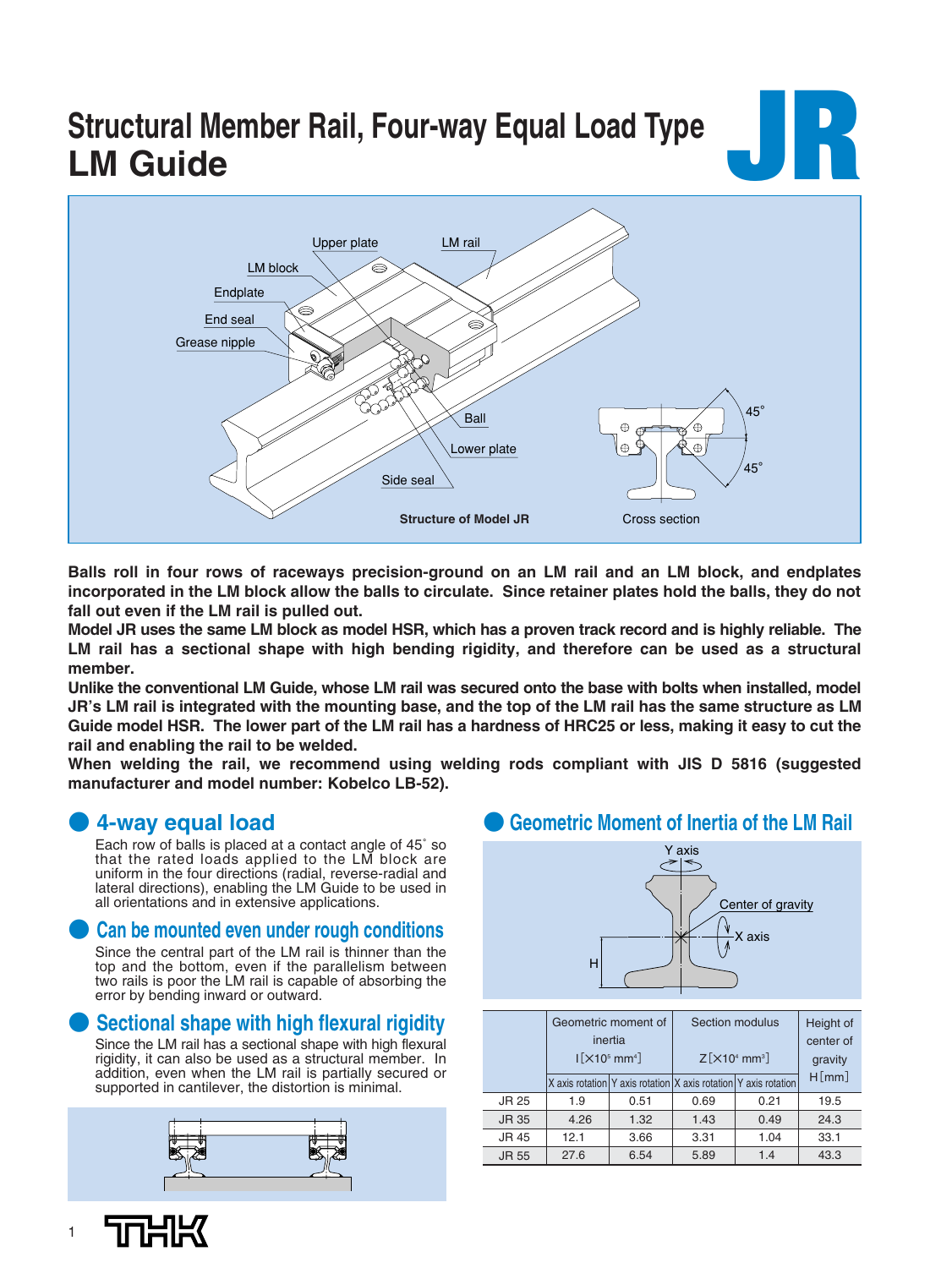# Structural Member Rail, Four-way Equal Load Type LM Guide

# JR

Upper plate
LM rail
LM block
Endplate
End seal
Grease nipple
Ball
Lower plate
Side seal

**Structure of Model JR**

45°
45°

Cross section

**Balls roll in four rows of raceways precision-ground on an LM rail and an LM block, and endplates incorporated in the LM block allow the balls to circulate. Since retainer plates hold the balls, they do not fall out even if the LM rail is pulled out.**
**Model JR uses the same LM block as model HSR, which has a proven track record and is highly reliable. The LM rail has a sectional shape with high bending rigidity, and therefore can be used as a structural member.**
**Unlike the conventional LM Guide, whose LM rail was secured onto the base with bolts when installed, model JR's LM rail is integrated with the mounting base, and the top of the LM rail has the same structure as LM Guide model HSR. The lower part of the LM rail has a hardness of HRC25 or less, making it easy to cut the rail and enabling the rail to be welded.**
**When welding the rail, we recommend using welding rods compliant with JIS D 5816 (suggested manufacturer and model number: Kobelco LB-52).**

## 4-way equal load

Each row of balls is placed at a contact angle of 45° so that the rated loads applied to the LM block are uniform in the four directions (radial, reverse-radial and lateral directions), enabling the LM Guide to be used in all orientations and in extensive applications.

## Can be mounted even under rough conditions

Since the central part of the LM rail is thinner than the top and the bottom, even if the parallelism between two rails is poor the LM rail is capable of absorbing the error by bending inward or outward.

## Sectional shape with high flexural rigidity

Since the LM rail has a sectional shape with high flexural rigidity, it can also be used as a structural member. In addition, even when the LM rail is partially secured or supported in cantilever, the distortion is minimal.

## Geometric Moment of Inertia of the LM Rail

Y axis
Center of gravity
X axis
H

| | Geometric moment of inertia I[×10⁵ mm⁴] | | Section modulus Z[×10⁴ mm³] | | Height of center of gravity H[mm] |
|---|---|---|---|---|---|
| | X axis rotation | Y axis rotation | X axis rotation | Y axis rotation | |
| JR 25 | 1.9 | 0.51 | 0.69 | 0.21 | 19.5 |
| JR 35 | 4.26 | 1.32 | 1.43 | 0.49 | 24.3 |
| JR 45 | 12.1 | 3.66 | 3.31 | 1.04 | 33.1 |
| JR 55 | 27.6 | 6.54 | 5.89 | 1.4 | 43.3 |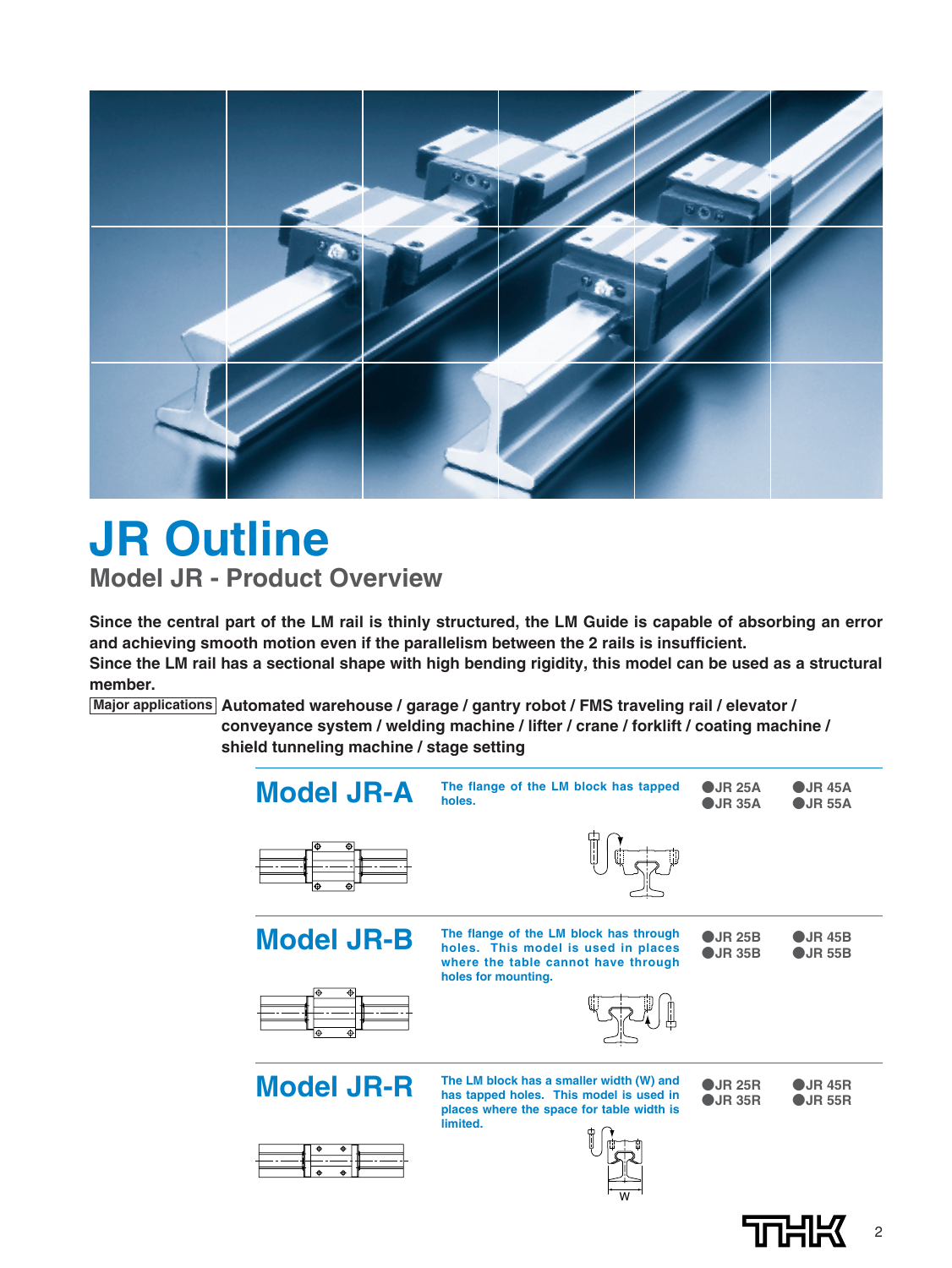# JR Outline

## Model JR - Product Overview

**Since the central part of the LM rail is thinly structured, the LM Guide is capable of absorbing an error and achieving smooth motion even if the parallelism between the 2 rails is insufficient.**
**Since the LM rail has a sectional shape with high bending rigidity, this model can be used as a structural member.**

**Major applications** **Automated warehouse / garage / gantry robot / FMS traveling rail / elevator / conveyance system / welding machine / lifter / crane / forklift / coating machine / shield tunneling machine / stage setting**

### Model JR-A

The flange of the LM block has tapped holes.

- JR 25A
- JR 35A
- JR 45A
- JR 55A

### Model JR-B

The flange of the LM block has through holes. This model is used in places where the table cannot have through holes for mounting.

- JR 25B
- JR 35B
- JR 45B
- JR 55B

### Model JR-R

The LM block has a smaller width (W) and has tapped holes. This model is used in places where the space for table width is limited.

- JR 25R
- JR 35R
- JR 45R
- JR 55R

W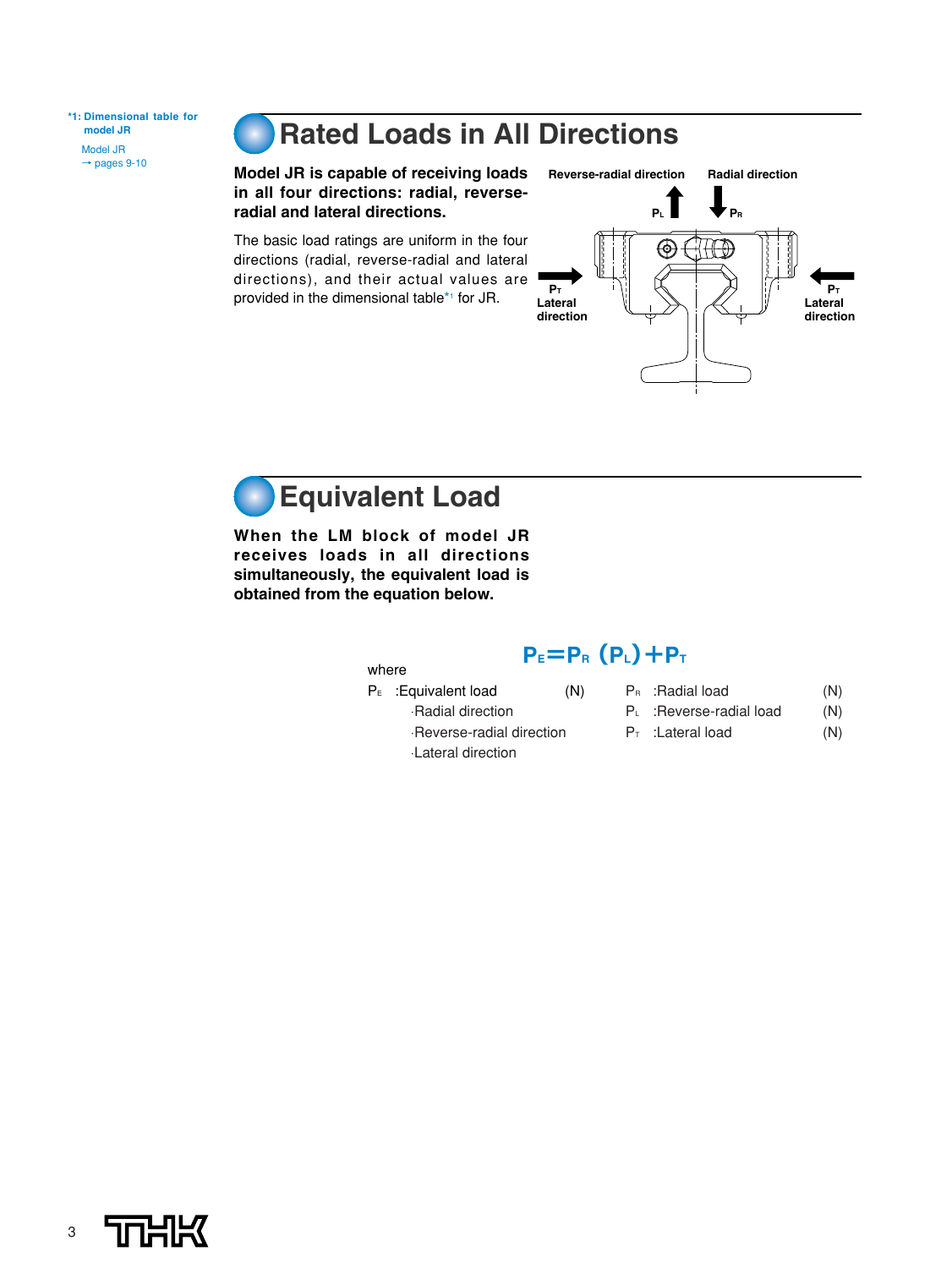*1: Dimensional table for model JR

Model JR → pages 9-10

# Rated Loads in All Directions

**Model JR is capable of receiving loads in all four directions: radial, reverse-radial and lateral directions.**

The basic load ratings are uniform in the four directions (radial, reverse-radial and lateral directions), and their actual values are provided in the dimensional table[*1] for JR.

Reverse-radial direction $P_L$

Radial direction $P_R$

$P_T$ Lateral direction

$P_T$ Lateral direction

# Equivalent Load

**When the LM block of model JR receives loads in all directions simultaneously, the equivalent load is obtained from the equation below.**

$$P_E = P_R\ (P_L) + P_T$$

where

$P_E$ :Equivalent load (N)
- ·Radial direction
- ·Reverse-radial direction
- ·Lateral direction

$P_R$ :Radial load (N)

$P_L$ :Reverse-radial load (N)

$P_T$ :Lateral load (N)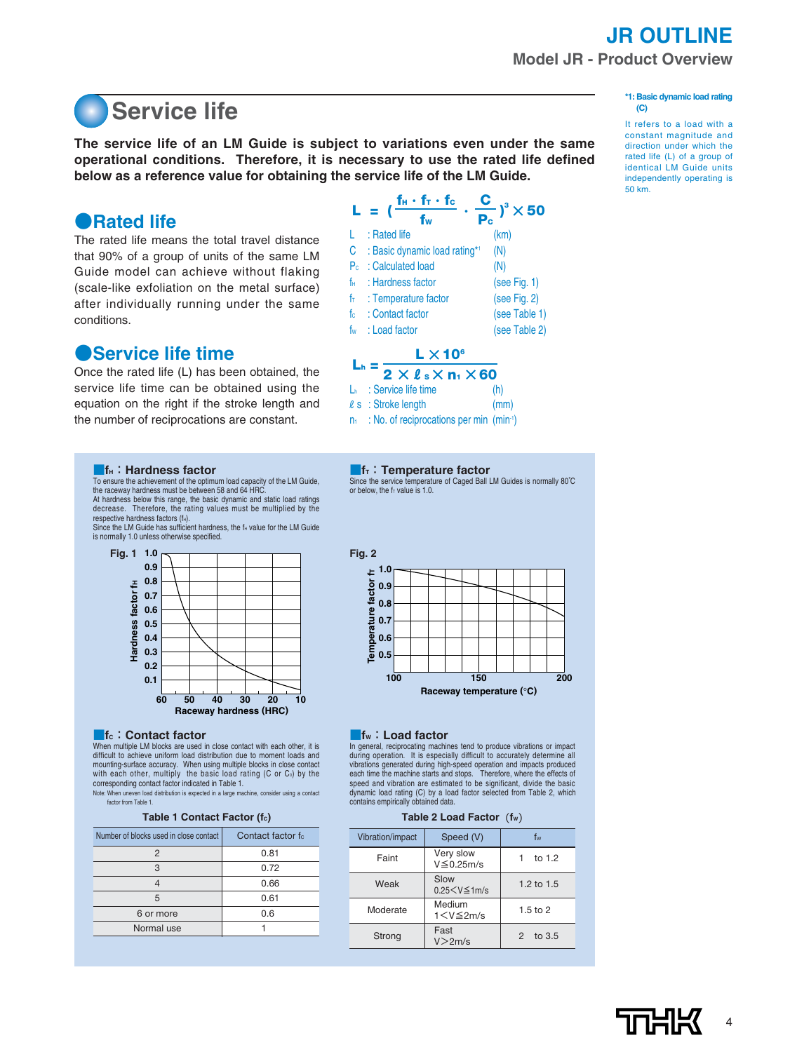# Service life

**The service life of an LM Guide is subject to variations even under the same operational conditions. Therefore, it is necessary to use the rated life defined below as a reference value for obtaining the service life of the LM Guide.**

## Rated life

The rated life means the total travel distance that 90% of a group of units of the same LM Guide model can achieve without flaking (scale-like exfoliation on the metal surface) after individually running under the same conditions.

$$L = \left(\frac{f_H \cdot f_T \cdot f_C}{f_W} \cdot \frac{C}{P_C}\right)^3 \times 50$$

| Symbol | Description | Unit |
|---|---|---|
| $L$ | : Rated life | (km) |
| $C$ | : Basic dynamic load rating*1 | (N) |
| $P_C$ | : Calculated load | (N) |
| $f_H$ | : Hardness factor | (see Fig. 1) |
| $f_T$ | : Temperature factor | (see Fig. 2) |
| $f_C$ | : Contact factor | (see Table 1) |
| $f_W$ | : Load factor | (see Table 2) |

*1: Basic dynamic load rating (C)

It refers to a load with a constant magnitude and direction under which the rated life (L) of a group of identical LM Guide units independently operating is 50 km.

## Service life time

Once the rated life (L) has been obtained, the service life time can be obtained using the equation on the right if the stroke length and the number of reciprocations are constant.

$$L_h = \frac{L \times 10^6}{2 \times \ell_s \times n_1 \times 60}$$

| Symbol | Description | Unit |
|---|---|---|
| $L_h$ | : Service life time | (h) |
| $\ell_s$ | : Stroke length | (mm) |
| $n_1$ | : No. of reciprocations per min | ($min^{-1}$) |

### $f_H$ : Hardness factor

To ensure the achievement of the optimum load capacity of the LM Guide, the raceway hardness must be between 58 and 64 HRC.
At hardness below this range, the basic dynamic and static load ratings decrease. Therefore, the rating values must be multiplied by the respective hardness factors ($f_H$).
Since the LM Guide has sufficient hardness, the $f_H$ value for the LM Guide is normally 1.0 unless otherwise specified.

Fig. 1 (Hardness factor $f_H$ vs. Raceway hardness (HRC))

### $f_T$ : Temperature factor

Since the service temperature of Caged Ball LM Guides is normally 80°C or below, the $f_T$ value is 1.0.

Fig. 2 (Temperature factor $f_T$ vs. Raceway temperature (°C))

### $f_C$ : Contact factor

When multiple LM blocks are used in close contact with each other, it is difficult to achieve uniform load distribution due to moment loads and mounting-surface accuracy. When using multiple blocks in close contact with each other, multiply the basic load rating (C or $C_0$) by the corresponding contact factor indicated in Table 1.

Note: When uneven load distribution is expected in a large machine, consider using a contact factor from Table 1.

**Table 1 Contact Factor ($f_C$)**

| Number of blocks used in close contact | Contact factor $f_C$ |
|---|---|
| 2 | 0.81 |
| 3 | 0.72 |
| 4 | 0.66 |
| 5 | 0.61 |
| 6 or more | 0.6 |
| Normal use | 1 |

### $f_W$ : Load factor

In general, reciprocating machines tend to produce vibrations or impact during operation. It is especially difficult to accurately determine all vibrations generated during high-speed operation and impacts produced each time the machine starts and stops. Therefore, where the effects of speed and vibration are estimated to be significant, divide the basic dynamic load rating (C) by a load factor selected from Table 2, which contains empirically obtained data.

**Table 2 Load Factor ($f_W$)**

| Vibration/impact | Speed (V) | $f_W$ |
|---|---|---|
| Faint | Very slow $V \leqq 0.25$m/s | 1 to 1.2 |
| Weak | Slow $0.25 < V \leqq 1$m/s | 1.2 to 1.5 |
| Moderate | Medium $1 < V \leqq 2$m/s | 1.5 to 2 |
| Strong | Fast $V > 2$m/s | 2 to 3.5 |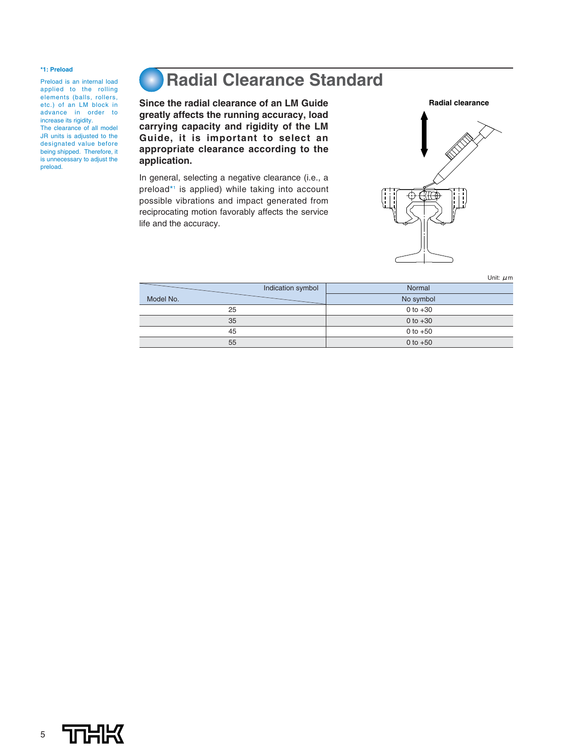**\*1: Preload**

Preload is an internal load applied to the rolling elements (balls, rollers, etc.) of an LM block in advance in order to increase its rigidity.
The clearance of all model JR units is adjusted to the designated value before being shipped. Therefore, it is unnecessary to adjust the preload.

# Radial Clearance Standard

**Since the radial clearance of an LM Guide greatly affects the running accuracy, load carrying capacity and rigidity of the LM Guide, it is important to select an appropriate clearance according to the application.**

In general, selecting a negative clearance (i.e., a preload*1 is applied) while taking into account possible vibrations and impact generated from reciprocating motion favorably affects the service life and the accuracy.

Radial clearance

Unit: μm

| Indication symbol / Model No. | Normal |
|---|---|
| | No symbol |
| 25 | 0 to +30 |
| 35 | 0 to +30 |
| 45 | 0 to +50 |
| 55 | 0 to +50 |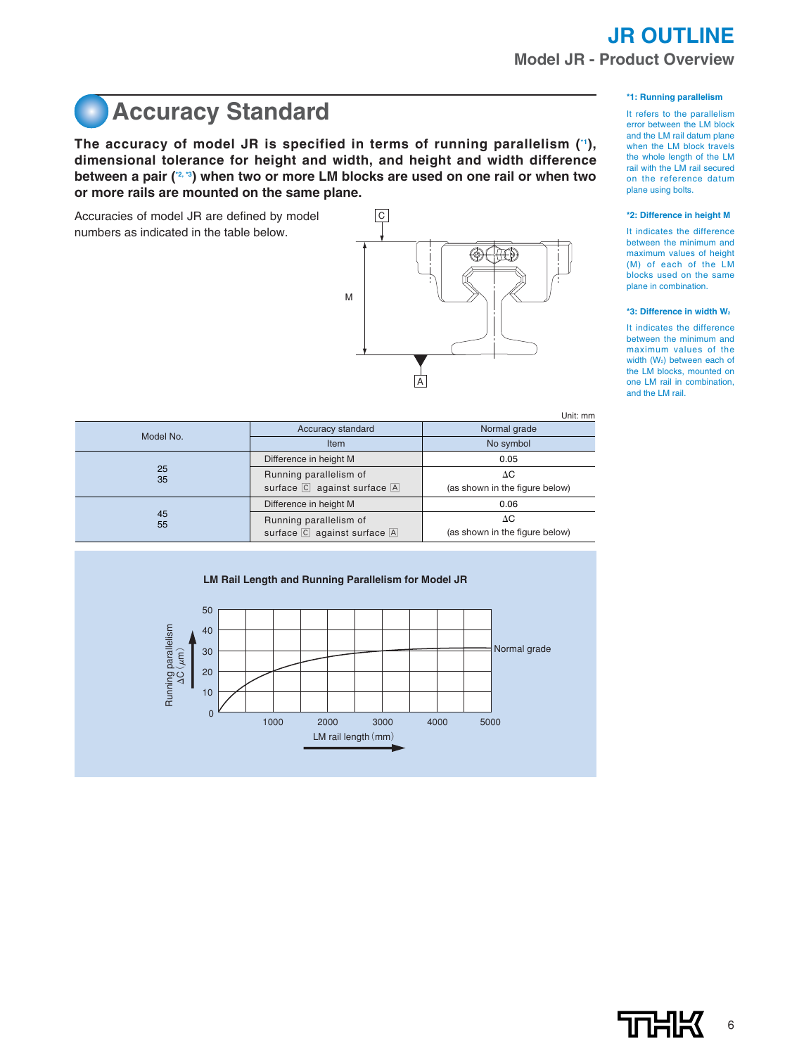## Accuracy Standard

**The accuracy of model JR is specified in terms of running parallelism ([*1]), dimensional tolerance for height and width, and height and width difference between a pair ([*2, *3]) when two or more LM blocks are used on one rail or when two or more rails are mounted on the same plane.**

Accuracies of model JR are defined by model numbers as indicated in the table below.

C

M

A

**\*1: Running parallelism**

It refers to the parallelism error between the LM block and the LM rail datum plane when the LM block travels the whole length of the LM rail with the LM rail secured on the reference datum plane using bolts.

**\*2: Difference in height M**

It indicates the difference between the minimum and maximum values of height (M) of each of the LM blocks used on the same plane in combination.

**\*3: Difference in width $W_2$**

It indicates the difference between the minimum and maximum values of the width ($W_2$) between each of the LM blocks, mounted on one LM rail in combination, and the LM rail.

Unit: mm

| Model No. | Accuracy standard | Normal grade |
|---|---|---|
| | Item | No symbol |
| 25<br>35 | Difference in height M | 0.05 |
| | Running parallelism of surface C against surface A | ΔC (as shown in the figure below) |
| 45<br>55 | Difference in height M | 0.06 |
| | Running parallelism of surface C against surface A | ΔC (as shown in the figure below) |

**LM Rail Length and Running Parallelism for Model JR**

Running parallelism ΔC (μm): 0, 10, 20, 30, 40, 50

LM rail length (mm): 1000, 2000, 3000, 4000, 5000

Normal grade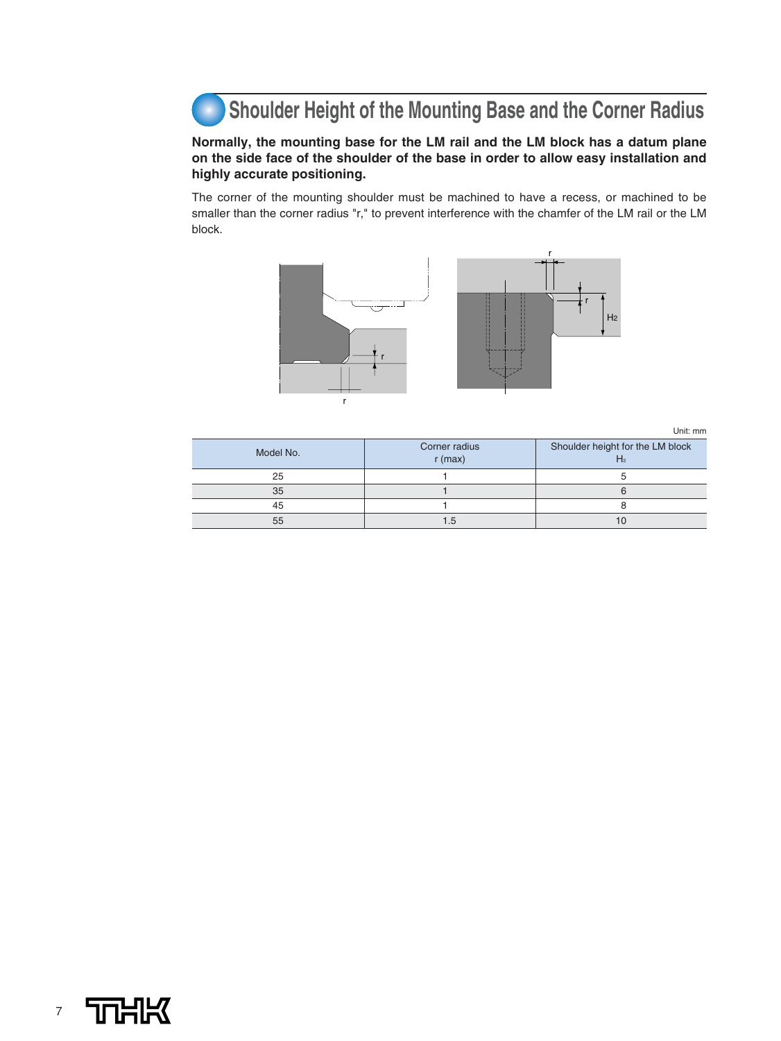## Shoulder Height of the Mounting Base and the Corner Radius

**Normally, the mounting base for the LM rail and the LM block has a datum plane on the side face of the shoulder of the base in order to allow easy installation and highly accurate positioning.**

The corner of the mounting shoulder must be machined to have a recess, or machined to be smaller than the corner radius "r," to prevent interference with the chamfer of the LM rail or the LM block.

Unit: mm

| Model No. | Corner radius r (max) | Shoulder height for the LM block $H_2$ |
|---|---|---|
| 25 | 1 | 5 |
| 35 | 1 | 6 |
| 45 | 1 | 8 |
| 55 | 1.5 | 10 |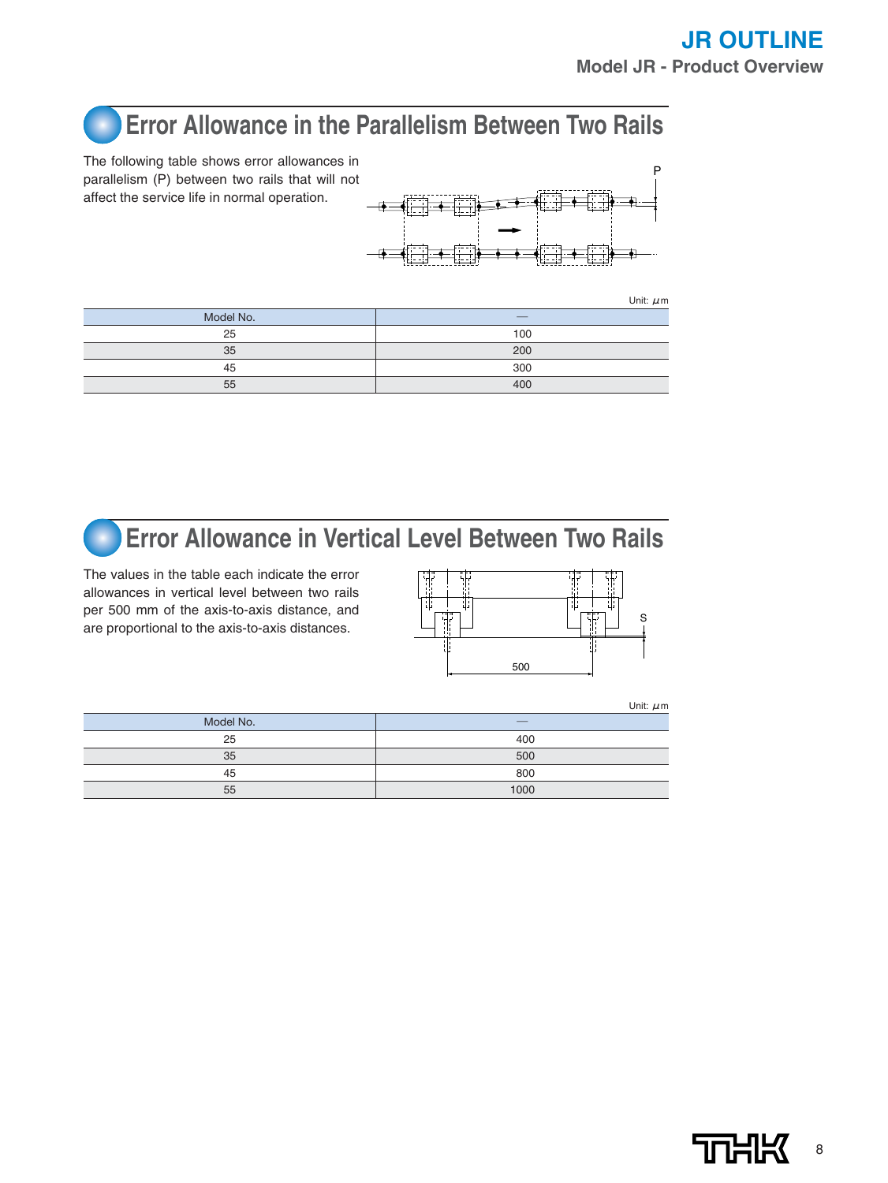## Error Allowance in the Parallelism Between Two Rails

The following table shows error allowances in parallelism (P) between two rails that will not affect the service life in normal operation.

Unit: μm

| Model No. | — |
|---|---|
| 25 | 100 |
| 35 | 200 |
| 45 | 300 |
| 55 | 400 |

## Error Allowance in Vertical Level Between Two Rails

The values in the table each indicate the error allowances in vertical level between two rails per 500 mm of the axis-to-axis distance, and are proportional to the axis-to-axis distances.

Unit: μm

| Model No. | — |
|---|---|
| 25 | 400 |
| 35 | 500 |
| 45 | 800 |
| 55 | 1000 |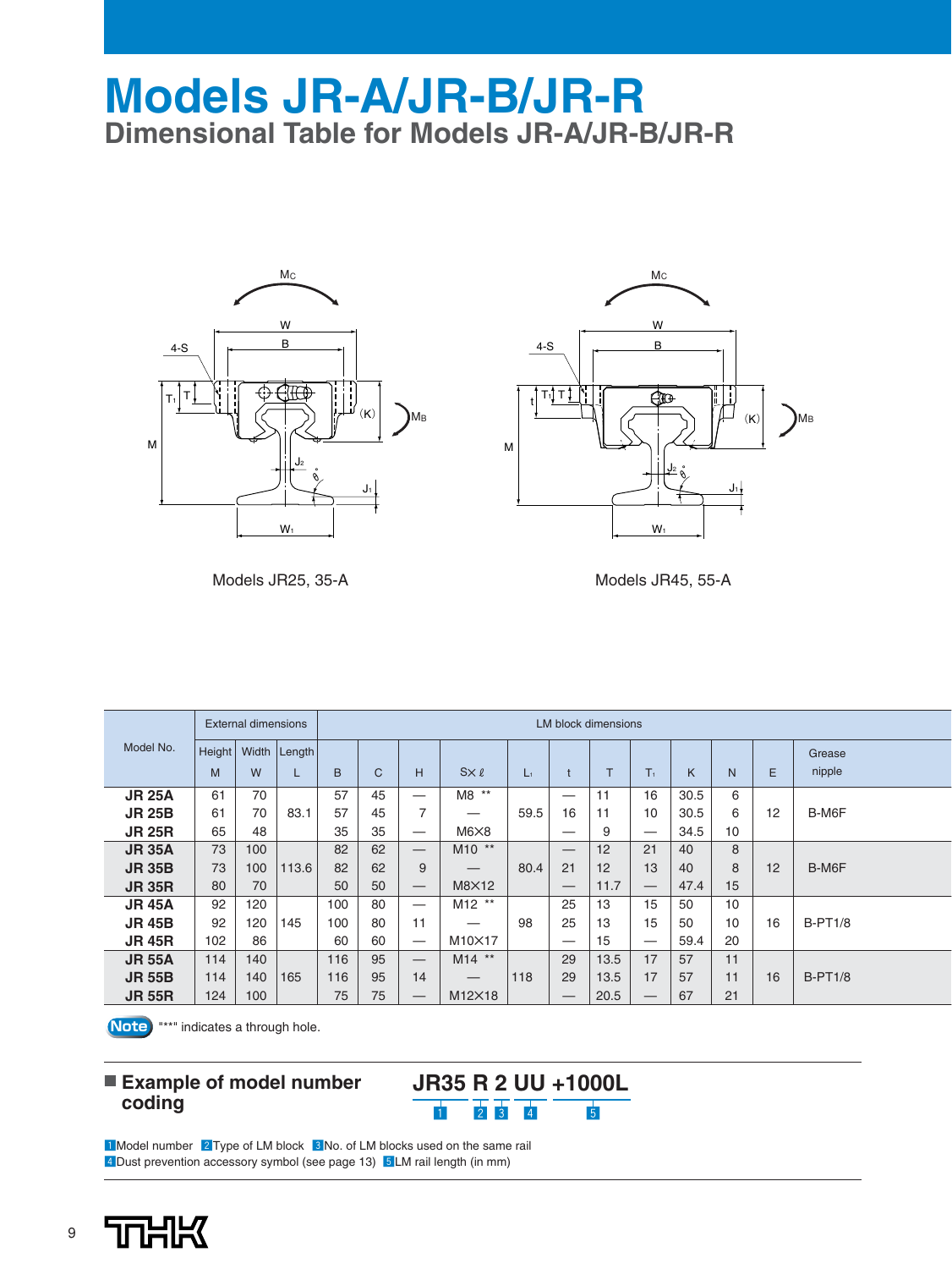# Models JR-A/JR-B/JR-R

## Dimensional Table for Models JR-A/JR-B/JR-R

Models JR25, 35-A

Models JR45, 55-A

| Model No. | External dimensions | | | LM block dimensions | | | | | | | | | | | |
|---|---|---|---|---|---|---|---|---|---|---|---|---|---|---|---|
| | Height M | Width W | Length L | B | C | H | S×ℓ | $L_1$ | t | T | $T_1$ | K | N | E | Grease nipple |
| **JR 25A** | 61 | 70 | 83.1 | 57 | 45 | — | M8 ** | 59.5 | — | 11 | 16 | 30.5 | 6 | 12 | B-M6F |
| **JR 25B** | 61 | 70 | | 57 | 45 | 7 | — | | 16 | 11 | 10 | 30.5 | 6 | | |
| **JR 25R** | 65 | 48 | | 35 | 35 | — | M6×8 | | — | 9 | — | 34.5 | 10 | | |
| **JR 35A** | 73 | 100 | 113.6 | 82 | 62 | — | M10 ** | 80.4 | — | 12 | 21 | 40 | 8 | 12 | B-M6F |
| **JR 35B** | 73 | 100 | | 82 | 62 | 9 | — | | 21 | 12 | 13 | 40 | 8 | | |
| **JR 35R** | 80 | 70 | | 50 | 50 | — | M8×12 | | — | 11.7 | — | 47.4 | 15 | | |
| **JR 45A** | 92 | 120 | 145 | 100 | 80 | — | M12 ** | 98 | 25 | 13 | 15 | 50 | 10 | 16 | B-PT1/8 |
| **JR 45B** | 92 | 120 | | 100 | 80 | 11 | — | | 25 | 13 | 15 | 50 | 10 | | |
| **JR 45R** | 102 | 86 | | 60 | 60 | — | M10×17 | | — | 15 | — | 59.4 | 20 | | |
| **JR 55A** | 114 | 140 | 165 | 116 | 95 | — | M14 ** | 118 | 29 | 13.5 | 17 | 57 | 11 | 16 | B-PT1/8 |
| **JR 55B** | 114 | 140 | | 116 | 95 | 14 | — | | 29 | 13.5 | 17 | 57 | 11 | | |
| **JR 55R** | 124 | 100 | | 75 | 75 | — | M12×18 | | — | 20.5 | — | 67 | 21 | | |

**Note** "**" indicates a through hole.

### ■ Example of model number coding

**JR35 R 2 UU +1000L**

1 Model number 2 Type of LM block 3 No. of LM blocks used on the same rail
4 Dust prevention accessory symbol (see page 13) 5 LM rail length (in mm)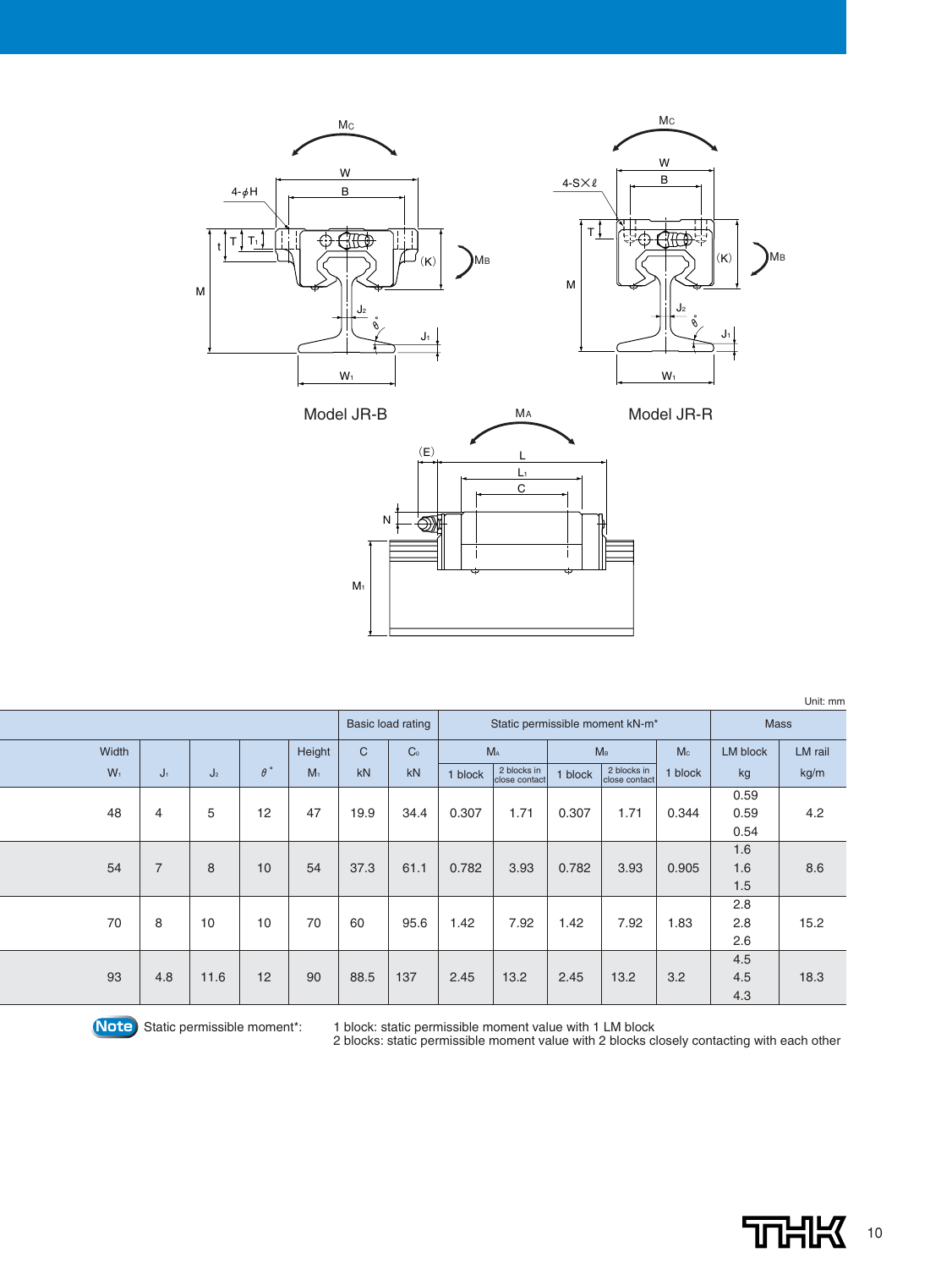Model JR-B

Model JR-R

Unit: mm

| Width | | | | Height | Basic load rating | | Static permissible moment kN-m* | | | | | Mass | |
|---|---|---|---|---|---|---|---|---|---|---|---|---|---|
| | | | | | C | $C_0$ | $M_A$ | | $M_B$ | | $M_C$ | LM block | LM rail |
| $W_1$ | $J_1$ | $J_2$ | $\theta°$ | $M_1$ | kN | kN | 1 block | 2 blocks in close contact | 1 block | 2 blocks in close contact | 1 block | kg | kg/m |
| 48 | 4 | 5 | 12 | 47 | 19.9 | 34.4 | 0.307 | 1.71 | 0.307 | 1.71 | 0.344 | 0.59<br>0.59<br>0.54 | 4.2 |
| 54 | 7 | 8 | 10 | 54 | 37.3 | 61.1 | 0.782 | 3.93 | 0.782 | 3.93 | 0.905 | 1.6<br>1.6<br>1.5 | 8.6 |
| 70 | 8 | 10 | 10 | 70 | 60 | 95.6 | 1.42 | 7.92 | 1.42 | 7.92 | 1.83 | 2.8<br>2.8<br>2.6 | 15.2 |
| 93 | 4.8 | 11.6 | 12 | 90 | 88.5 | 137 | 2.45 | 13.2 | 2.45 | 13.2 | 3.2 | 4.5<br>4.5<br>4.3 | 18.3 |

**Note** Static permissible moment*: 1 block: static permissible moment value with 1 LM block
2 blocks: static permissible moment value with 2 blocks closely contacting with each other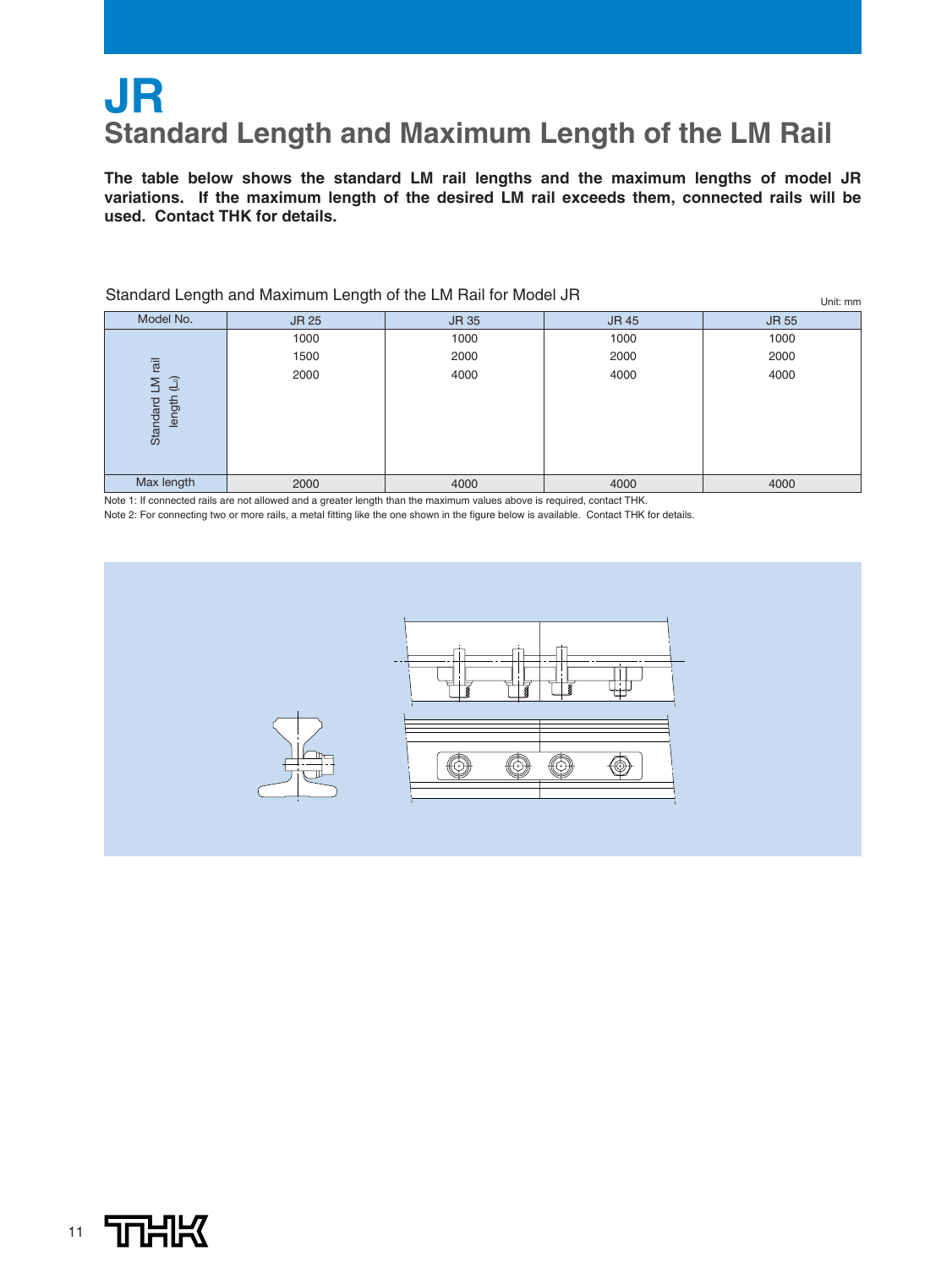# JR

## Standard Length and Maximum Length of the LM Rail

**The table below shows the standard LM rail lengths and the maximum lengths of model JR variations. If the maximum length of the desired LM rail exceeds them, connected rails will be used. Contact THK for details.**

Standard Length and Maximum Length of the LM Rail for Model JR

Unit: mm

| Model No. | JR 25 | JR 35 | JR 45 | JR 55 |
|---|---|---|---|---|
| Standard LM rail length ($L_0$) | 1000<br>1500<br>2000 | 1000<br>2000<br>4000 | 1000<br>2000<br>4000 | 1000<br>2000<br>4000 |
| Max length | 2000 | 4000 | 4000 | 4000 |

Note 1: If connected rails are not allowed and a greater length than the maximum values above is required, contact THK.

Note 2: For connecting two or more rails, a metal fitting like the one shown in the figure below is available. Contact THK for details.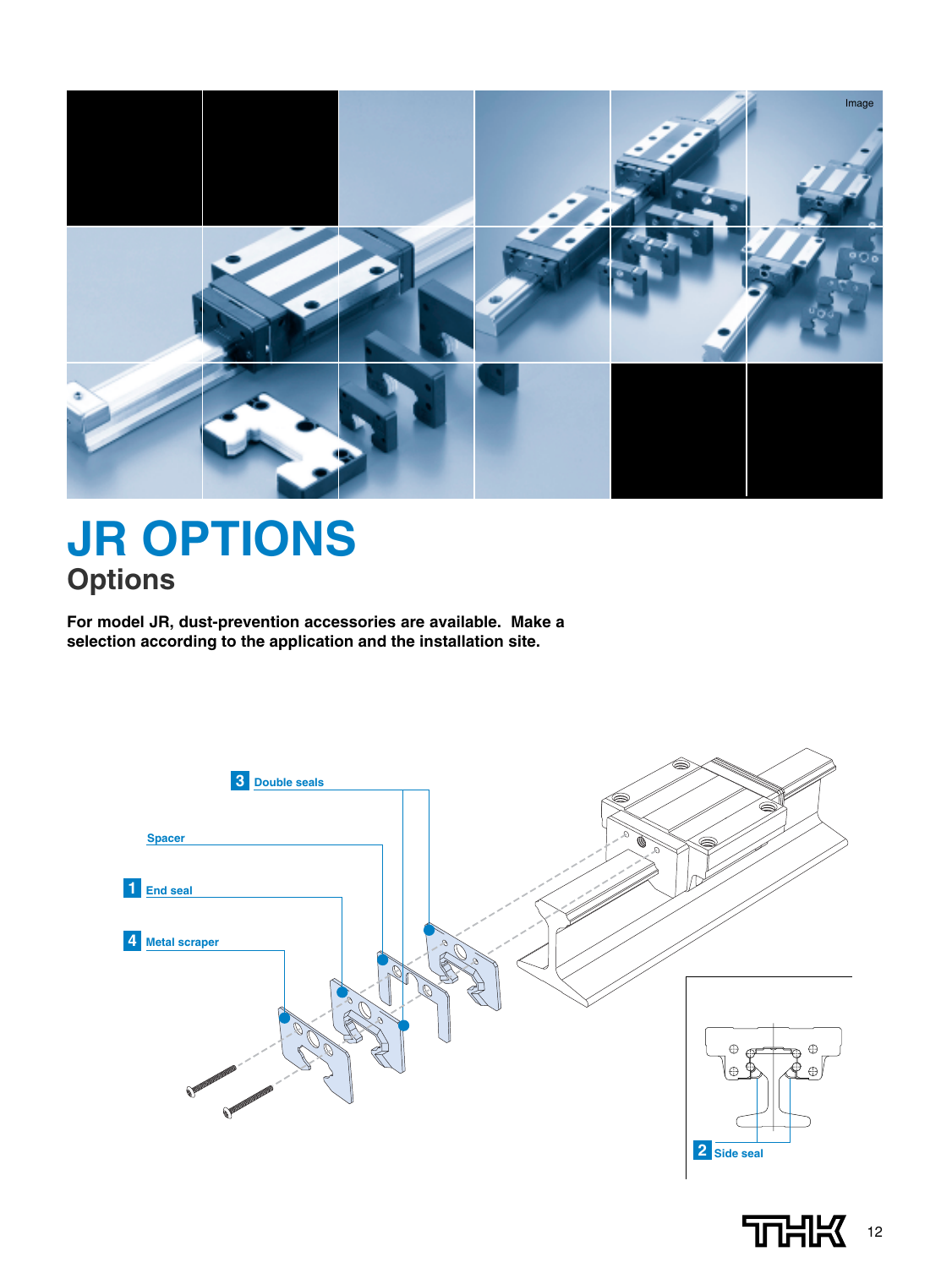# JR OPTIONS

## Options

**For model JR, dust-prevention accessories are available. Make a selection according to the application and the installation site.**

3 Double seals

Spacer

1 End seal

4 Metal scraper

2 Side seal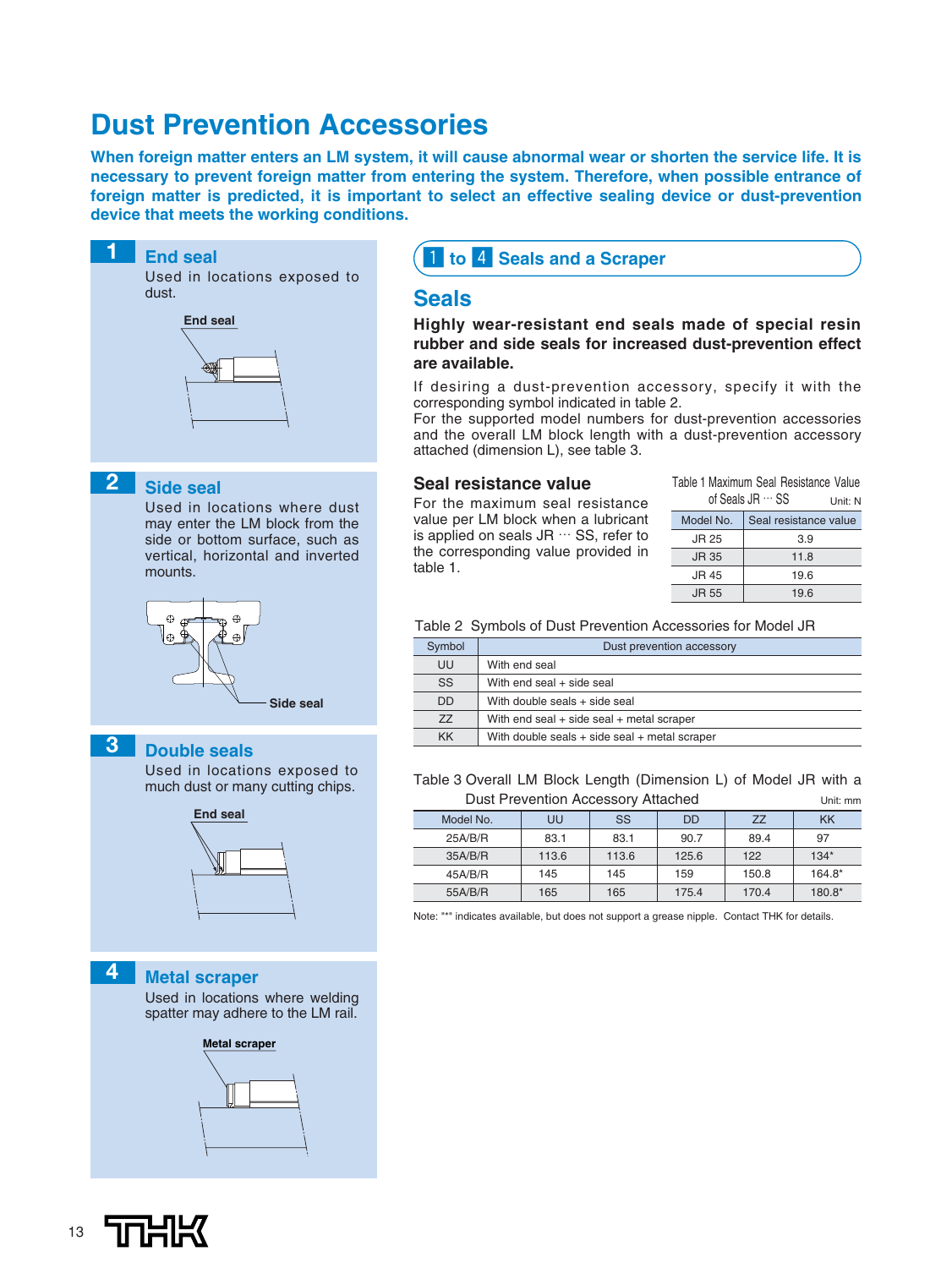# Dust Prevention Accessories

**When foreign matter enters an LM system, it will cause abnormal wear or shorten the service life. It is necessary to prevent foreign matter from entering the system. Therefore, when possible entrance of foreign matter is predicted, it is important to select an effective sealing device or dust-prevention device that meets the working conditions.**

## 1 End seal

Used in locations exposed to dust.

End seal

## 2 Side seal

Used in locations where dust may enter the LM block from the side or bottom surface, such as vertical, horizontal and inverted mounts.

Side seal

## 3 Double seals

Used in locations exposed to much dust or many cutting chips.

End seal

## 4 Metal scraper

Used in locations where welding spatter may adhere to the LM rail.

Metal scraper

## 1 to 4 Seals and a Scraper

## Seals

**Highly wear-resistant end seals made of special resin rubber and side seals for increased dust-prevention effect are available.**

If desiring a dust-prevention accessory, specify it with the corresponding symbol indicated in table 2.
For the supported model numbers for dust-prevention accessories and the overall LM block length with a dust-prevention accessory attached (dimension L), see table 3.

### Seal resistance value

For the maximum seal resistance value per LM block when a lubricant is applied on seals JR ··· SS, refer to the corresponding value provided in table 1.

Table 1 Maximum Seal Resistance Value of Seals JR ··· SS

Unit: N

| Model No. | Seal resistance value |
|---|---|
| JR 25 | 3.9 |
| JR 35 | 11.8 |
| JR 45 | 19.6 |
| JR 55 | 19.6 |

Table 2 Symbols of Dust Prevention Accessories for Model JR

| Symbol | Dust prevention accessory |
|---|---|
| UU | With end seal |
| SS | With end seal + side seal |
| DD | With double seals + side seal |
| ZZ | With end seal + side seal + metal scraper |
| KK | With double seals + side seal + metal scraper |

Table 3 Overall LM Block Length (Dimension L) of Model JR with a Dust Prevention Accessory Attached

Unit: mm

| Model No. | UU | SS | DD | ZZ | KK |
|---|---|---|---|---|---|
| 25A/B/R | 83.1 | 83.1 | 90.7 | 89.4 | 97 |
| 35A/B/R | 113.6 | 113.6 | 125.6 | 122 | 134* |
| 45A/B/R | 145 | 145 | 159 | 150.8 | 164.8* |
| 55A/B/R | 165 | 165 | 175.4 | 170.4 | 180.8* |

Note: "*" indicates available, but does not support a grease nipple. Contact THK for details.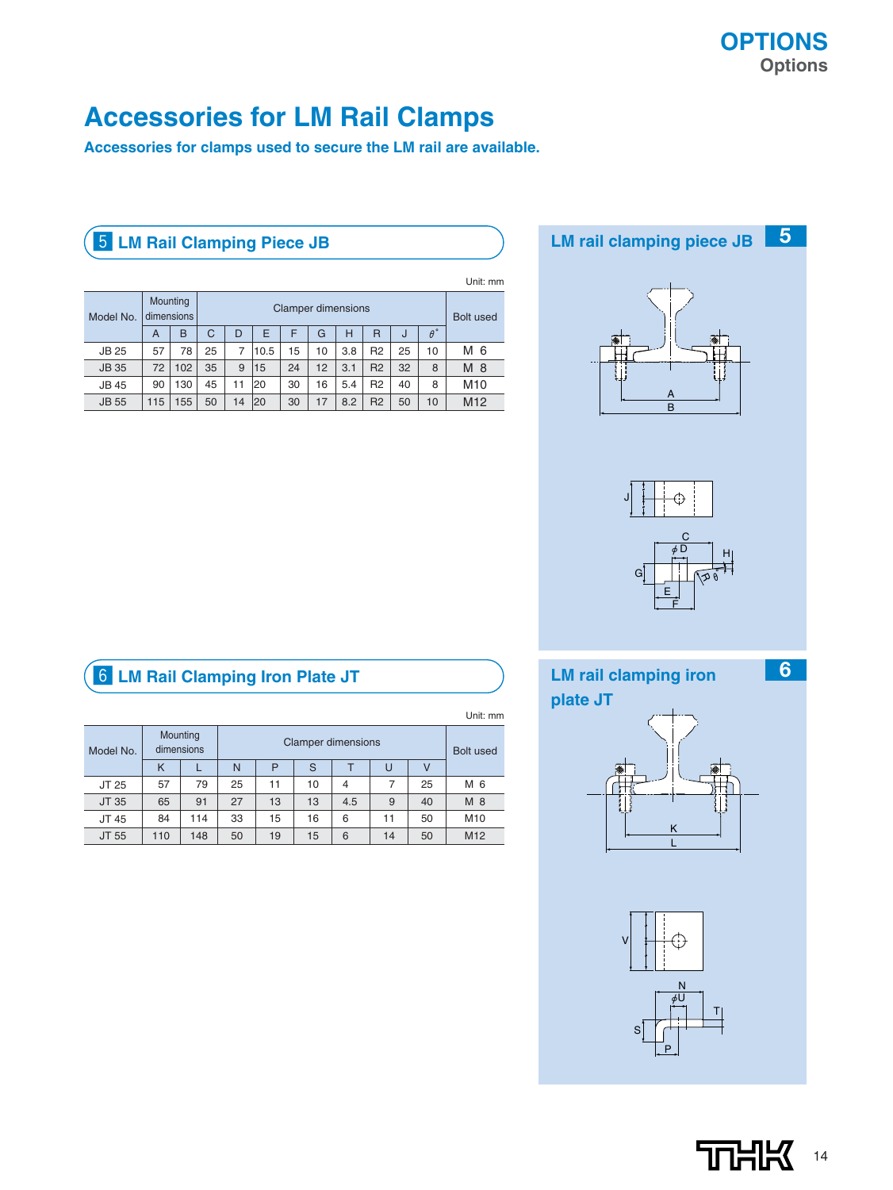# Accessories for LM Rail Clamps

**Accessories for clamps used to secure the LM rail are available.**

## 5 LM Rail Clamping Piece JB

Unit: mm

| Model No. | Mounting dimensions | | Clamper dimensions | | | | | | | | | Bolt used |
|---|---|---|---|---|---|---|---|---|---|---|---|---|
| | A | B | C | D | E | F | G | H | R | J | θ° | |
| JB 25 | 57 | 78 | 25 | 7 | 10.5 | 15 | 10 | 3.8 | R2 | 25 | 10 | M 6 |
| JB 35 | 72 | 102 | 35 | 9 | 15 | 24 | 12 | 3.1 | R2 | 32 | 8 | M 8 |
| JB 45 | 90 | 130 | 45 | 11 | 20 | 30 | 16 | 5.4 | R2 | 40 | 8 | M10 |
| JB 55 | 115 | 155 | 50 | 14 | 20 | 30 | 17 | 8.2 | R2 | 50 | 10 | M12 |

LM rail clamping piece JB

## 6 LM Rail Clamping Iron Plate JT

Unit: mm

| Model No. | Mounting dimensions | | Clamper dimensions | | | | | | Bolt used |
|---|---|---|---|---|---|---|---|---|---|
| | K | L | N | P | S | T | U | V | |
| JT 25 | 57 | 79 | 25 | 11 | 10 | 4 | 7 | 25 | M 6 |
| JT 35 | 65 | 91 | 27 | 13 | 13 | 4.5 | 9 | 40 | M 8 |
| JT 45 | 84 | 114 | 33 | 15 | 16 | 6 | 11 | 50 | M10 |
| JT 55 | 110 | 148 | 50 | 19 | 15 | 6 | 14 | 50 | M12 |

LM rail clamping iron plate JT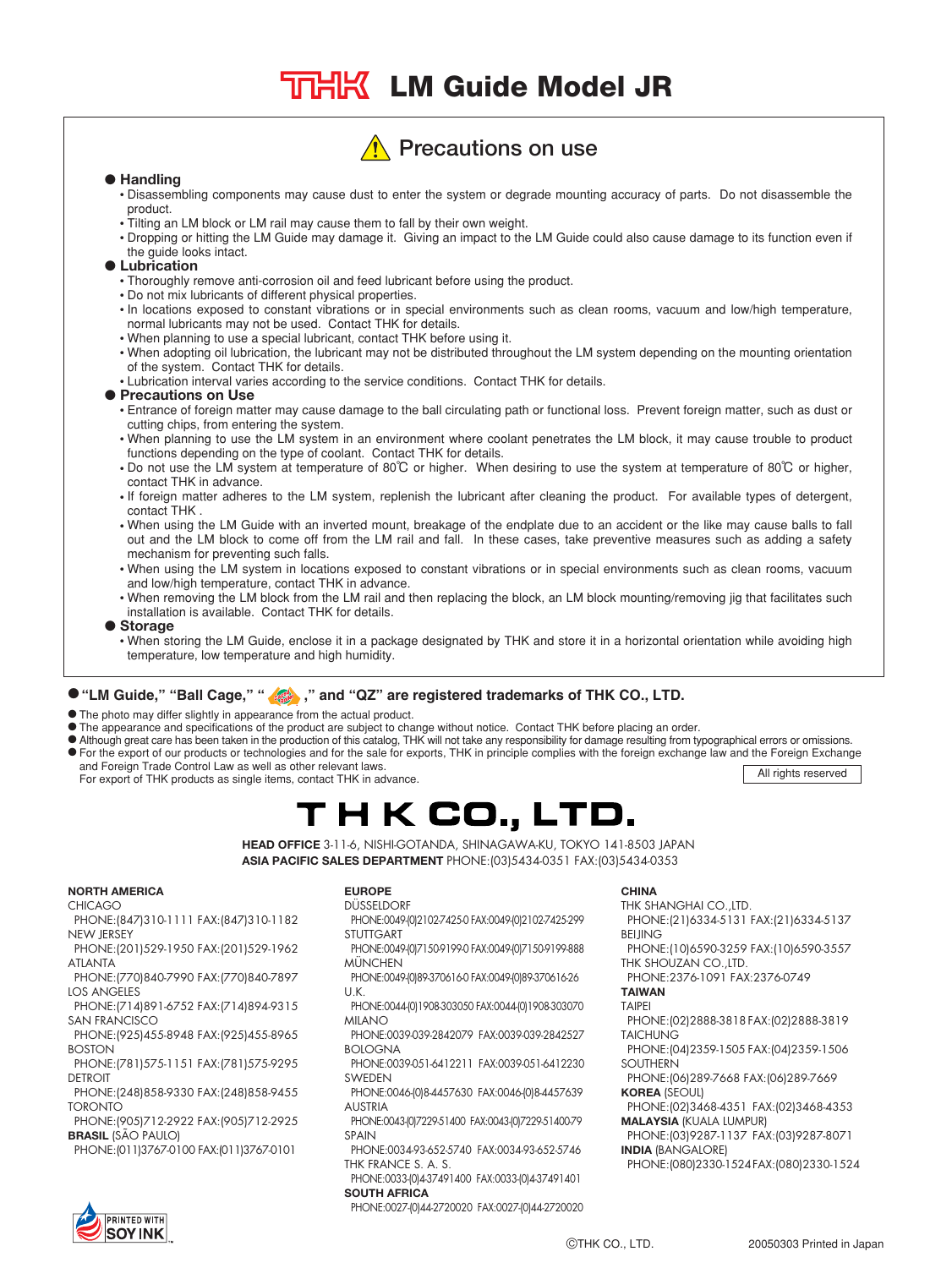# THK LM Guide Model JR

## ⚠ Precautions on use

● **Handling**

- Disassembling components may cause dust to enter the system or degrade mounting accuracy of parts. Do not disassemble the product.
- Tilting an LM block or LM rail may cause them to fall by their own weight.
- Dropping or hitting the LM Guide may damage it. Giving an impact to the LM Guide could also cause damage to its function even if the guide looks intact.

● **Lubrication**

- Thoroughly remove anti-corrosion oil and feed lubricant before using the product.
- Do not mix lubricants of different physical properties.
- In locations exposed to constant vibrations or in special environments such as clean rooms, vacuum and low/high temperature, normal lubricants may not be used. Contact THK for details.
- When planning to use a special lubricant, contact THK before using it.
- When adopting oil lubrication, the lubricant may not be distributed throughout the LM system depending on the mounting orientation of the system. Contact THK for details.
- Lubrication interval varies according to the service conditions. Contact THK for details.

● **Precautions on Use**

- Entrance of foreign matter may cause damage to the ball circulating path or functional loss. Prevent foreign matter, such as dust or cutting chips, from entering the system.
- When planning to use the LM system in an environment where coolant penetrates the LM block, it may cause trouble to product functions depending on the type of coolant. Contact THK for details.
- Do not use the LM system at temperature of 80℃ or higher. When desiring to use the system at temperature of 80℃ or higher, contact THK in advance.
- If foreign matter adheres to the LM system, replenish the lubricant after cleaning the product. For available types of detergent, contact THK .
- When using the LM Guide with an inverted mount, breakage of the endplate due to an accident or the like may cause balls to fall out and the LM block to come off from the LM rail and fall. In these cases, take preventive measures such as adding a safety mechanism for preventing such falls.
- When using the LM system in locations exposed to constant vibrations or in special environments such as clean rooms, vacuum and low/high temperature, contact THK in advance.
- When removing the LM block from the LM rail and then replacing the block, an LM block mounting/removing jig that facilitates such installation is available. Contact THK for details.

● **Storage**

- When storing the LM Guide, enclose it in a package designated by THK and store it in a horizontal orientation while avoiding high temperature, low temperature and high humidity.

● **"LM Guide," "Ball Cage," " ," and "QZ" are registered trademarks of THK CO., LTD.**

● The photo may differ slightly in appearance from the actual product.
● The appearance and specifications of the product are subject to change without notice. Contact THK before placing an order.
● Although great care has been taken in the production of this catalog, THK will not take any responsibility for damage resulting from typographical errors or omissions.
● For the export of our products or technologies and for the sale for exports, THK in principle complies with the foreign exchange law and the Foreign Exchange and Foreign Trade Control Law as well as other relevant laws.
For export of THK products as single items, contact THK in advance.

All rights reserved

# THK CO., LTD.

**HEAD OFFICE** 3-11-6, NISHI-GOTANDA, SHINAGAWA-KU, TOKYO 141-8503 JAPAN
**ASIA PACIFIC SALES DEPARTMENT** PHONE:(03)5434-0351 FAX:(03)5434-0353

**NORTH AMERICA**
CHICAGO
PHONE:(847)310-1111 FAX:(847)310-1182
NEW JERSEY
PHONE:(201)529-1950 FAX:(201)529-1962
ATLANTA
PHONE:(770)840-7990 FAX:(770)840-7897
LOS ANGELES
PHONE:(714)891-6752 FAX:(714)894-9315
SAN FRANCISCO
PHONE:(925)455-8948 FAX:(925)455-8965
BOSTON
PHONE:(781)575-1151 FAX:(781)575-9295
DETROIT
PHONE:(248)858-9330 FAX:(248)858-9455
TORONTO
PHONE:(905)712-2922 FAX:(905)712-2925
**BRASIL** (SÃO PAULO)
PHONE:(011)3767-0100 FAX:(011)3767-0101

**EUROPE**
DÜSSELDORF
PHONE:0049-(0)2102-7425-0 FAX:0049-(0)2102-7425-299
STUTTGART
PHONE:0049-(0)7150-9199-0 FAX:0049-(0)7150-9199-888
MÜNCHEN
PHONE:0049-(0)89-370616-0 FAX:0049-(0)89-370616-26
U.K.
PHONE:0044-(0)1908-303050 FAX:0044-(0)1908-303070
MILANO
PHONE:0039-039-2842079 FAX:0039-039-2842527
BOLOGNA
PHONE:0039-051-6412211 FAX:0039-051-6412230
SWEDEN
PHONE:0046-(0)8-4457630 FAX:0046-(0)8-4457639
AUSTRIA
PHONE:0043-(0)7229-51400 FAX:0043-(0)7229-51400-79
SPAIN
PHONE:0034-93-652-5740 FAX:0034-93-652-5746
THK FRANCE S. A. S.
PHONE:0033-(0)4-37491400 FAX:0033-(0)4-37491401
**SOUTH AFRICA**
PHONE:0027-(0)44-2720020 FAX:0027-(0)44-2720020

**CHINA**
THK SHANGHAI CO.,LTD.
PHONE:(21)6334-5131 FAX:(21)6334-5137
BEIJING
PHONE:(10)6590-3259 FAX:(10)6590-3557
THK SHOUZAN CO.,LTD.
PHONE:2376-1091 FAX:2376-0749
**TAIWAN**
TAIPEI
PHONE:(02)2888-3818 FAX:(02)2888-3819
TAICHUNG
PHONE:(04)2359-1505 FAX:(04)2359-1506
SOUTHERN
PHONE:(06)289-7668 FAX:(06)289-7669
**KOREA** (SEOUL)
PHONE:(02)3468-4351 FAX:(02)3468-4353
**MALAYSIA** (KUALA LUMPUR)
PHONE:(03)9287-1137 FAX:(03)9287-8071
**INDIA** (BANGALORE)
PHONE:(080)2330-1524 FAX:(080)2330-1524

PRINTED WITH SOY INK

©THK CO., LTD.

20050303 Printed in Japan